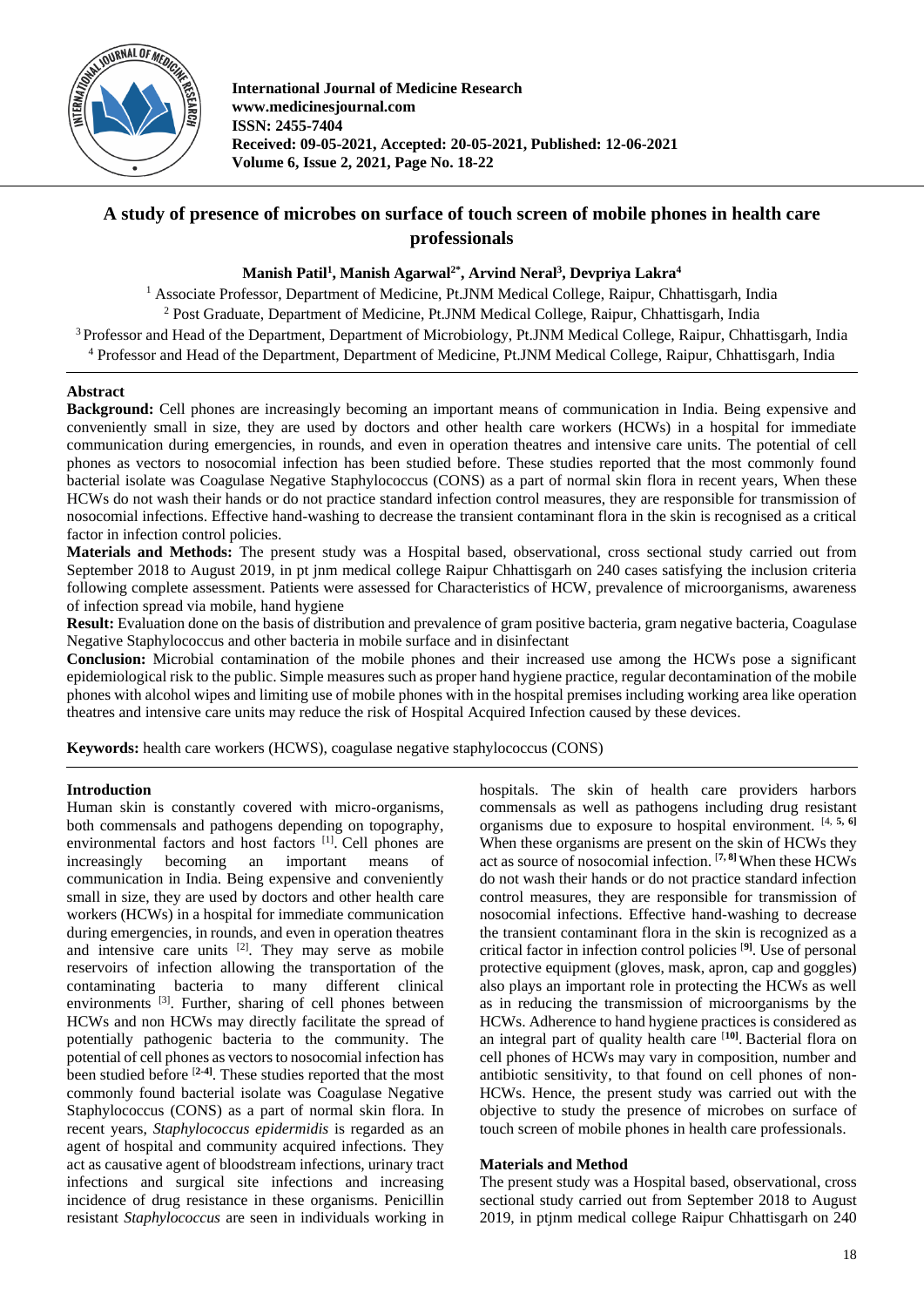# A study of presence of microbes on surface of touch screen of mobile phones in health care professionals

**Manish Patil[1], Manish Agarwal[2*], Arvind Neral[3], Devpriya Lakra[4]**

[1] Associate Professor, Department of Medicine, Pt.JNM Medical College, Raipur, Chhattisgarh, India
[2] Post Graduate, Department of Medicine, Pt.JNM Medical College, Raipur, Chhattisgarh, India
[3] Professor and Head of the Department, Department of Microbiology, Pt.JNM Medical College, Raipur, Chhattisgarh, India
[4] Professor and Head of the Department, Department of Medicine, Pt.JNM Medical College, Raipur, Chhattisgarh, India

## Abstract

**Background:** Cell phones are increasingly becoming an important means of communication in India. Being expensive and conveniently small in size, they are used by doctors and other health care workers (HCWs) in a hospital for immediate communication during emergencies, in rounds, and even in operation theatres and intensive care units. The potential of cell phones as vectors to nosocomial infection has been studied before. These studies reported that the most commonly found bacterial isolate was Coagulase Negative Staphylococcus (CONS) as a part of normal skin flora in recent years, When these HCWs do not wash their hands or do not practice standard infection control measures, they are responsible for transmission of nosocomial infections. Effective hand-washing to decrease the transient contaminant flora in the skin is recognised as a critical factor in infection control policies.

**Materials and Methods:** The present study was a Hospital based, observational, cross sectional study carried out from September 2018 to August 2019, in pt jnm medical college Raipur Chhattisgarh on 240 cases satisfying the inclusion criteria following complete assessment. Patients were assessed for Characteristics of HCW, prevalence of microorganisms, awareness of infection spread via mobile, hand hygiene

**Result:** Evaluation done on the basis of distribution and prevalence of gram positive bacteria, gram negative bacteria, Coagulase Negative Staphylococcus and other bacteria in mobile surface and in disinfectant

**Conclusion:** Microbial contamination of the mobile phones and their increased use among the HCWs pose a significant epidemiological risk to the public. Simple measures such as proper hand hygiene practice, regular decontamination of the mobile phones with alcohol wipes and limiting use of mobile phones with in the hospital premises including working area like operation theatres and intensive care units may reduce the risk of Hospital Acquired Infection caused by these devices.

**Keywords:** health care workers (HCWS), coagulase negative staphylococcus (CONS)

## Introduction

Human skin is constantly covered with micro-organisms, both commensals and pathogens depending on topography, environmental factors and host factors [1]. Cell phones are increasingly becoming an important means of communication in India. Being expensive and conveniently small in size, they are used by doctors and other health care workers (HCWs) in a hospital for immediate communication during emergencies, in rounds, and even in operation theatres and intensive care units [2]. They may serve as mobile reservoirs of infection allowing the transportation of the contaminating bacteria to many different clinical environments [3]. Further, sharing of cell phones between HCWs and non HCWs may directly facilitate the spread of potentially pathogenic bacteria to the community. The potential of cell phones as vectors to nosocomial infection has been studied before [2-4]. These studies reported that the most commonly found bacterial isolate was Coagulase Negative Staphylococcus (CONS) as a part of normal skin flora. In recent years, *Staphylococcus epidermidis* is regarded as an agent of hospital and community acquired infections. They act as causative agent of bloodstream infections, urinary tract infections and surgical site infections and increasing incidence of drug resistance in these organisms. Penicillin resistant *Staphylococcus* are seen in individuals working in hospitals. The skin of health care providers harbors commensals as well as pathogens including drug resistant organisms due to exposure to hospital environment. [4, 5, 6] When these organisms are present on the skin of HCWs they act as source of nosocomial infection. [7, 8] When these HCWs do not wash their hands or do not practice standard infection control measures, they are responsible for transmission of nosocomial infections. Effective hand-washing to decrease the transient contaminant flora in the skin is recognized as a critical factor in infection control policies [9]. Use of personal protective equipment (gloves, mask, apron, cap and goggles) also plays an important role in protecting the HCWs as well as in reducing the transmission of microorganisms by the HCWs. Adherence to hand hygiene practices is considered as an integral part of quality health care [10]. Bacterial flora on cell phones of HCWs may vary in composition, number and antibiotic sensitivity, to that found on cell phones of non-HCWs. Hence, the present study was carried out with the objective to study the presence of microbes on surface of touch screen of mobile phones in health care professionals.

## Materials and Method

The present study was a Hospital based, observational, cross sectional study carried out from September 2018 to August 2019, in ptjnm medical college Raipur Chhattisgarh on 240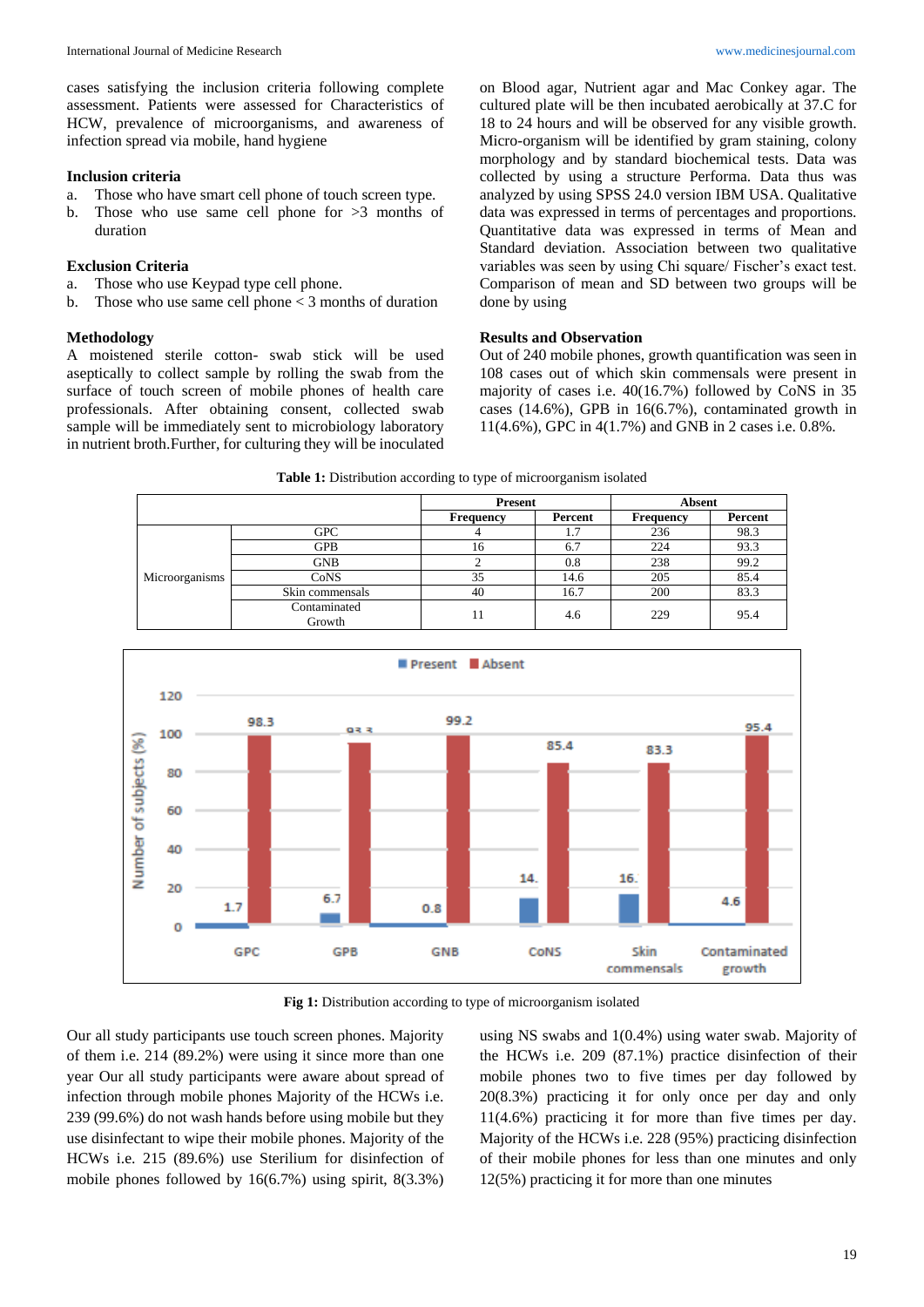cases satisfying the inclusion criteria following complete assessment. Patients were assessed for Characteristics of HCW, prevalence of microorganisms, and awareness of infection spread via mobile, hand hygiene

### Inclusion criteria

a. Those who have smart cell phone of touch screen type.
b. Those who use same cell phone for >3 months of duration

### Exclusion Criteria

a. Those who use Keypad type cell phone.
b. Those who use same cell phone < 3 months of duration

### Methodology

A moistened sterile cotton- swab stick will be used aseptically to collect sample by rolling the swab from the surface of touch screen of mobile phones of health care professionals. After obtaining consent, collected swab sample will be immediately sent to microbiology laboratory in nutrient broth.Further, for culturing they will be inoculated on Blood agar, Nutrient agar and Mac Conkey agar. The cultured plate will be then incubated aerobically at 37.C for 18 to 24 hours and will be observed for any visible growth. Micro-organism will be identified by gram staining, colony morphology and by standard biochemical tests. Data was collected by using a structure Performa. Data thus was analyzed by using SPSS 24.0 version IBM USA. Qualitative data was expressed in terms of percentages and proportions. Quantitative data was expressed in terms of Mean and Standard deviation. Association between two qualitative variables was seen by using Chi square/ Fischer's exact test. Comparison of mean and SD between two groups will be done by using

### Results and Observation

Out of 240 mobile phones, growth quantification was seen in 108 cases out of which skin commensals were present in majority of cases i.e. 40(16.7%) followed by CoNS in 35 cases (14.6%), GPB in 16(6.7%), contaminated growth in 11(4.6%), GPC in 4(1.7%) and GNB in 2 cases i.e. 0.8%.

**Table 1:** Distribution according to type of microorganism isolated

| | | Present | | Absent | |
|---|---|---|---|---|---|
| | | **Frequency** | **Percent** | **Frequency** | **Percent** |
| Microorganisms | GPC | 4 | 1.7 | 236 | 98.3 |
| | GPB | 16 | 6.7 | 224 | 93.3 |
| | GNB | 2 | 0.8 | 238 | 99.2 |
| | CoNS | 35 | 14.6 | 205 | 85.4 |
| | Skin commensals | 40 | 16.7 | 200 | 83.3 |
| | Contaminated Growth | 11 | 4.6 | 229 | 95.4 |

**Fig 1:** Distribution according to type of microorganism isolated

Our all study participants use touch screen phones. Majority of them i.e. 214 (89.2%) were using it since more than one year Our all study participants were aware about spread of infection through mobile phones Majority of the HCWs i.e. 239 (99.6%) do not wash hands before using mobile but they use disinfectant to wipe their mobile phones. Majority of the HCWs i.e. 215 (89.6%) use Sterilium for disinfection of mobile phones followed by 16(6.7%) using spirit, 8(3.3%) using NS swabs and 1(0.4%) using water swab. Majority of the HCWs i.e. 209 (87.1%) practice disinfection of their mobile phones two to five times per day followed by 20(8.3%) practicing it for only once per day and only 11(4.6%) practicing it for more than five times per day. Majority of the HCWs i.e. 228 (95%) practicing disinfection of their mobile phones for less than one minutes and only 12(5%) practicing it for more than one minutes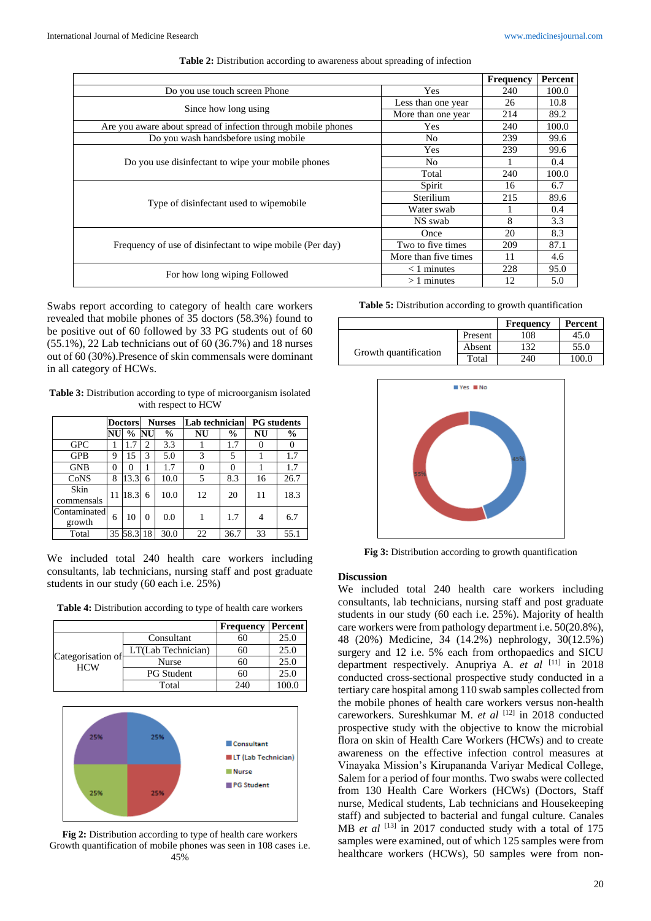**Table 2:** Distribution according to awareness about spreading of infection

| | | Frequency | Percent |
|---|---|---|---|
| Do you use touch screen Phone | Yes | 240 | 100.0 |
| Since how long using | Less than one year | 26 | 10.8 |
| | More than one year | 214 | 89.2 |
| Are you aware about spread of infection through mobile phones | Yes | 240 | 100.0 |
| Do you wash handsbefore using mobile | No | 239 | 99.6 |
| Do you use disinfectant to wipe your mobile phones | Yes | 239 | 99.6 |
| | No | 1 | 0.4 |
| | Total | 240 | 100.0 |
| Type of disinfectant used to wipemobile | Spirit | 16 | 6.7 |
| | Sterilium | 215 | 89.6 |
| | Water swab | 1 | 0.4 |
| | NS swab | 8 | 3.3 |
| Frequency of use of disinfectant to wipe mobile (Per day) | Once | 20 | 8.3 |
| | Two to five times | 209 | 87.1 |
| | More than five times | 11 | 4.6 |
| For how long wiping Followed | < 1 minutes | 228 | 95.0 |
| | > 1 minutes | 12 | 5.0 |

Swabs report according to category of health care workers revealed that mobile phones of 35 doctors (58.3%) found to be positive out of 60 followed by 33 PG students out of 60 (55.1%), 22 Lab technicians out of 60 (36.7%) and 18 nurses out of 60 (30%).Presence of skin commensals were dominant in all category of HCWs.

**Table 3:** Distribution according to type of microorganism isolated with respect to HCW

| | Doctors | | Nurses | | Lab technician | | PG students | |
|---|---|---|---|---|---|---|---|---|
| | NU | % | NU | % | NU | % | NU | % |
| GPC | 1 | 1.7 | 2 | 3.3 | 1 | 1.7 | 0 | 0 |
| GPB | 9 | 15 | 3 | 5.0 | 3 | 5 | 1 | 1.7 |
| GNB | 0 | 0 | 1 | 1.7 | 0 | 0 | 1 | 1.7 |
| CoNS | 8 | 13.3 | 6 | 10.0 | 5 | 8.3 | 16 | 26.7 |
| Skin commensals | 11 | 18.3 | 6 | 10.0 | 12 | 20 | 11 | 18.3 |
| Contaminated growth | 6 | 10 | 0 | 0.0 | 1 | 1.7 | 4 | 6.7 |
| Total | 35 | 58.3 | 18 | 30.0 | 22 | 36.7 | 33 | 55.1 |

We included total 240 health care workers including consultants, lab technicians, nursing staff and post graduate students in our study (60 each i.e. 25%)

**Table 4:** Distribution according to type of health care workers

| | | Frequency | Percent |
|---|---|---|---|
| Categorisation of HCW | Consultant | 60 | 25.0 |
| | LT(Lab Technician) | 60 | 25.0 |
| | Nurse | 60 | 25.0 |
| | PG Student | 60 | 25.0 |
| | Total | 240 | 100.0 |

**Fig 2:** Distribution according to type of health care workers

Growth quantification of mobile phones was seen in 108 cases i.e. 45%

**Table 5:** Distribution according to growth quantification

| | | Frequency | Percent |
|---|---|---|---|
| Growth quantification | Present | 108 | 45.0 |
| | Absent | 132 | 55.0 |
| | Total | 240 | 100.0 |

**Fig 3:** Distribution according to growth quantification

## Discussion

We included total 240 health care workers including consultants, lab technicians, nursing staff and post graduate students in our study (60 each i.e. 25%). Majority of health care workers were from pathology department i.e. 50(20.8%), 48 (20%) Medicine, 34 (14.2%) nephrology, 30(12.5%) surgery and 12 i.e. 5% each from orthopaedics and SICU department respectively. Anupriya A. *et al* [11] in 2018 conducted cross-sectional prospective study conducted in a tertiary care hospital among 110 swab samples collected from the mobile phones of health care workers versus non-health careworkers. Sureshkumar M. *et al* [12] in 2018 conducted prospective study with the objective to know the microbial flora on skin of Health Care Workers (HCWs) and to create awareness on the effective infection control measures at Vinayaka Mission's Kirupananda Variyar Medical College, Salem for a period of four months. Two swabs were collected from 130 Health Care Workers (HCWs) (Doctors, Staff nurse, Medical students, Lab technicians and Housekeeping staff) and subjected to bacterial and fungal culture. Canales MB *et al* [13] in 2017 conducted study with a total of 175 samples were examined, out of which 125 samples were from healthcare workers (HCWs), 50 samples were from non-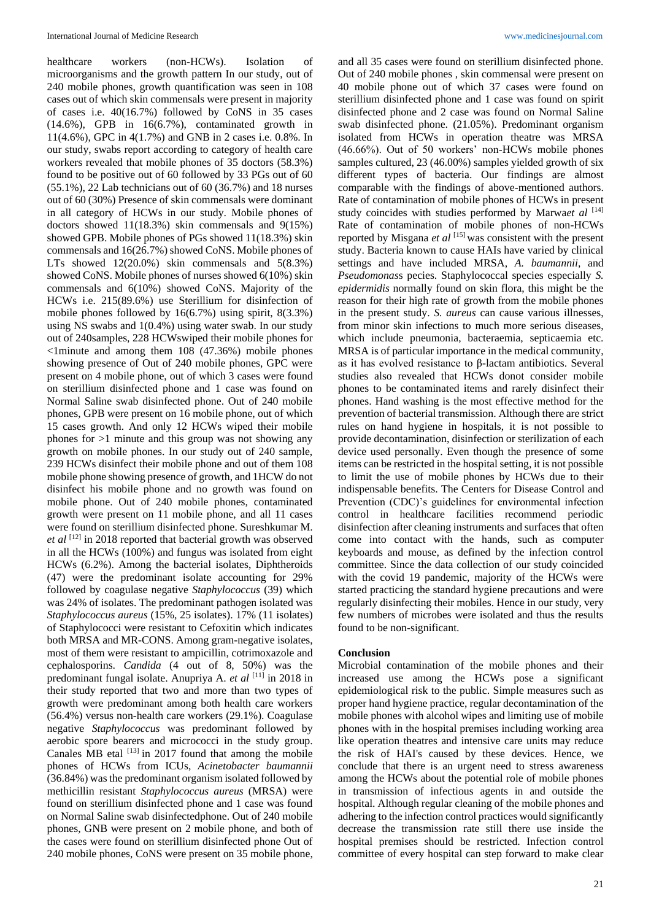healthcare workers (non-HCWs). Isolation of microorganisms and the growth pattern In our study, out of 240 mobile phones, growth quantification was seen in 108 cases out of which skin commensals were present in majority of cases i.e. 40(16.7%) followed by CoNS in 35 cases (14.6%), GPB in 16(6.7%), contaminated growth in 11(4.6%), GPC in 4(1.7%) and GNB in 2 cases i.e. 0.8%. In our study, swabs report according to category of health care workers revealed that mobile phones of 35 doctors (58.3%) found to be positive out of 60 followed by 33 PGs out of 60 (55.1%), 22 Lab technicians out of 60 (36.7%) and 18 nurses out of 60 (30%) Presence of skin commensals were dominant in all category of HCWs in our study. Mobile phones of doctors showed 11(18.3%) skin commensals and 9(15%) showed GPB. Mobile phones of PGs showed 11(18.3%) skin commensals and 16(26.7%) showed CoNS. Mobile phones of LTs showed 12(20.0%) skin commensals and 5(8.3%) showed CoNS. Mobile phones of nurses showed 6(10%) skin commensals and 6(10%) showed CoNS. Majority of the HCWs i.e. 215(89.6%) use Sterillium for disinfection of mobile phones followed by 16(6.7%) using spirit, 8(3.3%) using NS swabs and 1(0.4%) using water swab. In our study out of 240samples, 228 HCWswiped their mobile phones for <1minute and among them 108 (47.36%) mobile phones showing presence of Out of 240 mobile phones, GPC were present on 4 mobile phone, out of which 3 cases were found on sterillium disinfected phone and 1 case was found on Normal Saline swab disinfected phone. Out of 240 mobile phones, GPB were present on 16 mobile phone, out of which 15 cases growth. And only 12 HCWs wiped their mobile phones for >1 minute and this group was not showing any growth on mobile phones. In our study out of 240 sample, 239 HCWs disinfect their mobile phone and out of them 108 mobile phone showing presence of growth, and 1HCW do not disinfect his mobile phone and no growth was found on mobile phone. Out of 240 mobile phones, contaminated growth were present on 11 mobile phone, and all 11 cases were found on sterillium disinfected phone. Sureshkumar M. *et al* [12] in 2018 reported that bacterial growth was observed in all the HCWs (100%) and fungus was isolated from eight HCWs (6.2%). Among the bacterial isolates, Diphtheroids (47) were the predominant isolate accounting for 29% followed by coagulase negative *Staphylococcus* (39) which was 24% of isolates. The predominant pathogen isolated was *Staphylococcus aureus* (15%, 25 isolates). 17% (11 isolates) of Staphylococci were resistant to Cefoxitin which indicates both MRSA and MR-CONS. Among gram-negative isolates, most of them were resistant to ampicillin, cotrimoxazole and cephalosporins. *Candida* (4 out of 8, 50%) was the predominant fungal isolate. Anupriya A. *et al* [11] in 2018 in their study reported that two and more than two types of growth were predominant among both health care workers (56.4%) versus non-health care workers (29.1%). Coagulase negative *Staphylococcus* was predominant followed by aerobic spore bearers and micrococci in the study group. Canales MB etal [13] in 2017 found that among the mobile phones of HCWs from ICUs, *Acinetobacter baumannii* (36.84%) was the predominant organism isolated followed by methicillin resistant *Staphylococcus aureus* (MRSA) were found on sterillium disinfected phone and 1 case was found on Normal Saline swab disinfectedphone. Out of 240 mobile phones, GNB were present on 2 mobile phone, and both of the cases were found on sterillium disinfected phone Out of 240 mobile phones, CoNS were present on 35 mobile phone, and all 35 cases were found on sterillium disinfected phone. Out of 240 mobile phones , skin commensal were present on 40 mobile phone out of which 37 cases were found on sterillium disinfected phone and 1 case was found on spirit disinfected phone and 2 case was found on Normal Saline swab disinfected phone. (21.05%). Predominant organism isolated from HCWs in operation theatre was MRSA (46.66%). Out of 50 workers' non-HCWs mobile phones samples cultured, 23 (46.00%) samples yielded growth of six different types of bacteria. Our findings are almost comparable with the findings of above-mentioned authors. Rate of contamination of mobile phones of HCWs in present study coincides with studies performed by Marwa*et al* [14] Rate of contamination of mobile phones of non-HCWs reported by Misgana *et al* [15] was consistent with the present study. Bacteria known to cause HAIs have varied by clinical settings and have included MRSA, *A. baumannii*, and *Pseudomonas*s pecies. Staphylococcal species especially *S. epidermidis* normally found on skin flora, this might be the reason for their high rate of growth from the mobile phones in the present study. *S. aureus* can cause various illnesses, from minor skin infections to much more serious diseases, which include pneumonia, bacteraemia, septicaemia etc. MRSA is of particular importance in the medical community, as it has evolved resistance to β-lactam antibiotics. Several studies also revealed that HCWs donot consider mobile phones to be contaminated items and rarely disinfect their phones. Hand washing is the most effective method for the prevention of bacterial transmission. Although there are strict rules on hand hygiene in hospitals, it is not possible to provide decontamination, disinfection or sterilization of each device used personally. Even though the presence of some items can be restricted in the hospital setting, it is not possible to limit the use of mobile phones by HCWs due to their indispensable benefits. The Centers for Disease Control and Prevention (CDC)'s guidelines for environmental infection control in healthcare facilities recommend periodic disinfection after cleaning instruments and surfaces that often come into contact with the hands, such as computer keyboards and mouse, as defined by the infection control committee. Since the data collection of our study coincided with the covid 19 pandemic, majority of the HCWs were started practicing the standard hygiene precautions and were regularly disinfecting their mobiles. Hence in our study, very few numbers of microbes were isolated and thus the results found to be non-significant.

## Conclusion

Microbial contamination of the mobile phones and their increased use among the HCWs pose a significant epidemiological risk to the public. Simple measures such as proper hand hygiene practice, regular decontamination of the mobile phones with alcohol wipes and limiting use of mobile phones with in the hospital premises including working area like operation theatres and intensive care units may reduce the risk of HAI's caused by these devices. Hence, we conclude that there is an urgent need to stress awareness among the HCWs about the potential role of mobile phones in transmission of infectious agents in and outside the hospital. Although regular cleaning of the mobile phones and adhering to the infection control practices would significantly decrease the transmission rate still there use inside the hospital premises should be restricted. Infection control committee of every hospital can step forward to make clear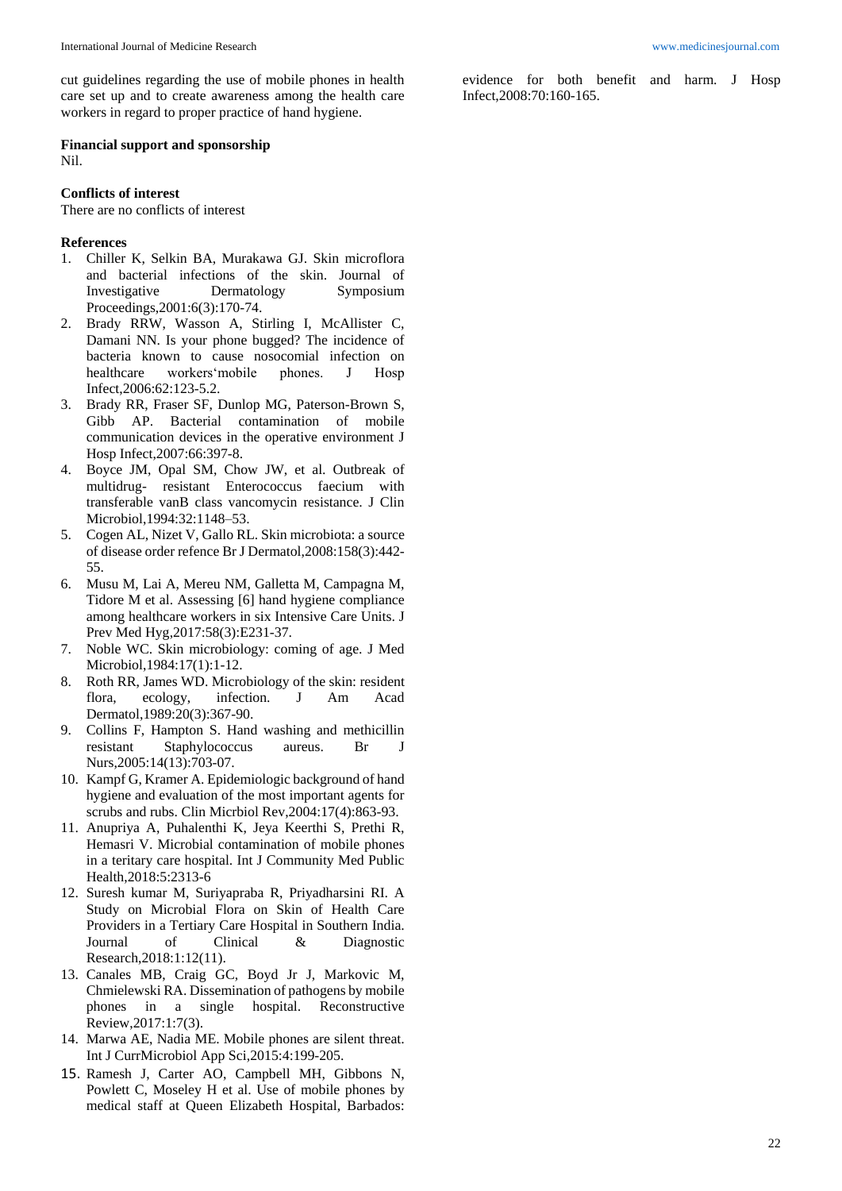cut guidelines regarding the use of mobile phones in health care set up and to create awareness among the health care workers in regard to proper practice of hand hygiene.

**Financial support and sponsorship**

Nil.

**Conflicts of interest**

There are no conflicts of interest

**References**

1. Chiller K, Selkin BA, Murakawa GJ. Skin microflora and bacterial infections of the skin. Journal of Investigative Dermatology Symposium Proceedings,2001:6(3):170-74.
2. Brady RRW, Wasson A, Stirling I, McAllister C, Damani NN. Is your phone bugged? The incidence of bacteria known to cause nosocomial infection on healthcare workers'mobile phones. J Hosp Infect,2006:62:123-5.2.
3. Brady RR, Fraser SF, Dunlop MG, Paterson-Brown S, Gibb AP. Bacterial contamination of mobile communication devices in the operative environment J Hosp Infect,2007:66:397-8.
4. Boyce JM, Opal SM, Chow JW, et al. Outbreak of multidrug- resistant Enterococcus faecium with transferable vanB class vancomycin resistance. J Clin Microbiol,1994:32:1148–53.
5. Cogen AL, Nizet V, Gallo RL. Skin microbiota: a source of disease order refence Br J Dermatol,2008:158(3):442-55.
6. Musu M, Lai A, Mereu NM, Galletta M, Campagna M, Tidore M et al. Assessing [6] hand hygiene compliance among healthcare workers in six Intensive Care Units. J Prev Med Hyg,2017:58(3):E231-37.
7. Noble WC. Skin microbiology: coming of age. J Med Microbiol,1984:17(1):1-12.
8. Roth RR, James WD. Microbiology of the skin: resident flora, ecology, infection. J Am Acad Dermatol,1989:20(3):367-90.
9. Collins F, Hampton S. Hand washing and methicillin resistant Staphylococcus aureus. Br J Nurs,2005:14(13):703-07.
10. Kampf G, Kramer A. Epidemiologic background of hand hygiene and evaluation of the most important agents for scrubs and rubs. Clin Micrbiol Rev,2004:17(4):863-93.
11. Anupriya A, Puhalenthi K, Jeya Keerthi S, Prethi R, Hemasri V. Microbial contamination of mobile phones in a teritary care hospital. Int J Community Med Public Health,2018:5:2313-6
12. Suresh kumar M, Suriyapraba R, Priyadharsini RI. A Study on Microbial Flora on Skin of Health Care Providers in a Tertiary Care Hospital in Southern India. Journal of Clinical & Diagnostic Research,2018:1:12(11).
13. Canales MB, Craig GC, Boyd Jr J, Markovic M, Chmielewski RA. Dissemination of pathogens by mobile phones in a single hospital. Reconstructive Review,2017:1:7(3).
14. Marwa AE, Nadia ME. Mobile phones are silent threat. Int J CurrMicrobiol App Sci,2015:4:199-205.
15. Ramesh J, Carter AO, Campbell MH, Gibbons N, Powlett C, Moseley H et al. Use of mobile phones by medical staff at Queen Elizabeth Hospital, Barbados: evidence for both benefit and harm. J Hosp Infect,2008:70:160-165.